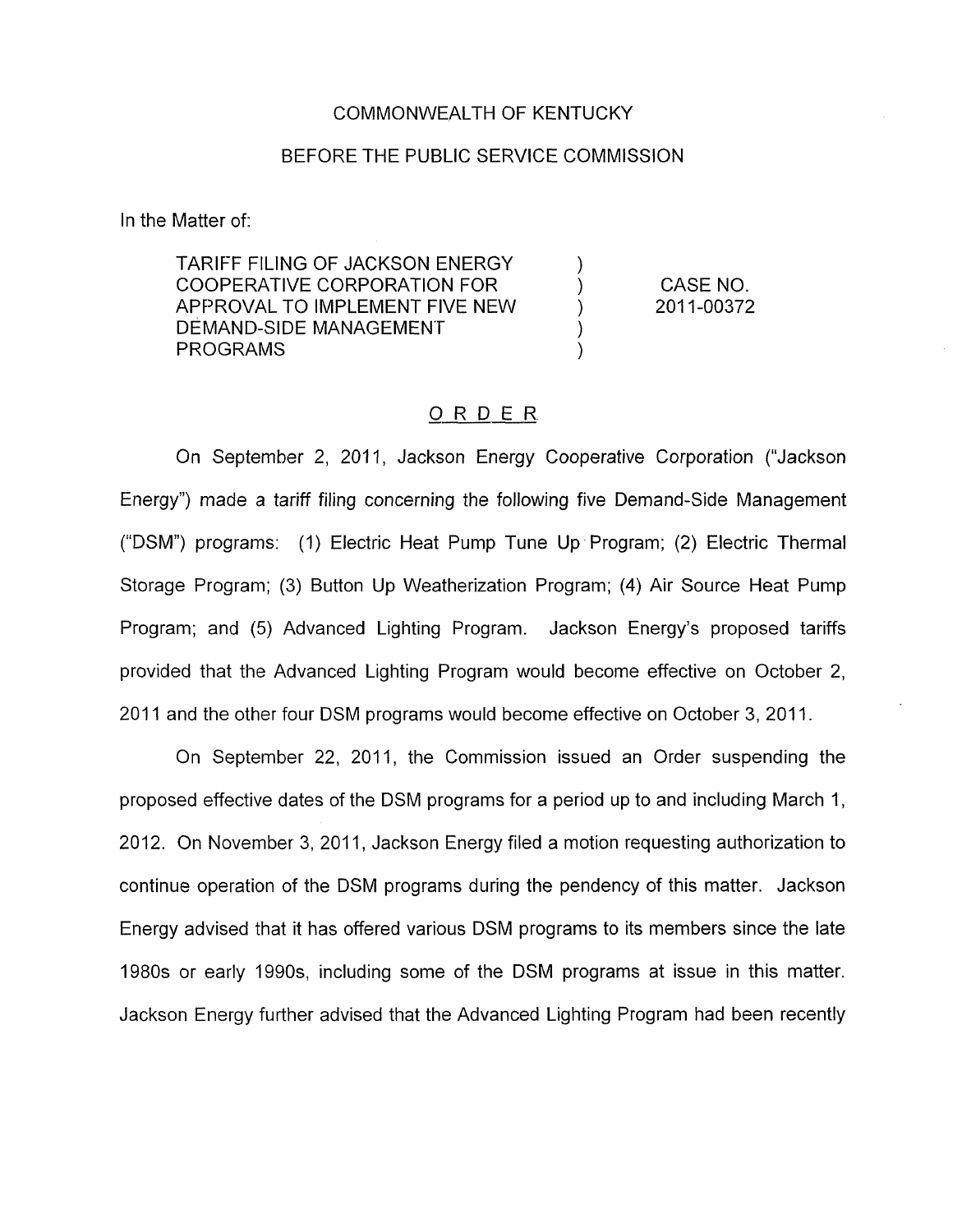COMMONWEALTH OF KENTUCKY

BEFORE THE PUBLIC SERVICE COMMISSION

In the Matter of:

| | | |
|---|---|---|
| TARIFF FILING OF JACKSON ENERGY COOPERATIVE CORPORATION FOR APPROVAL TO IMPLEMENT FIVE NEW DEMAND-SIDE MANAGEMENT PROGRAMS | ) ) ) ) ) | CASE NO. 2011-00372 |

## ORDER

On September 2, 2011, Jackson Energy Cooperative Corporation ("Jackson Energy") made a tariff filing concerning the following five Demand-Side Management ("DSM") programs: (1) Electric Heat Pump Tune Up Program; (2) Electric Thermal Storage Program; (3) Button Up Weatherization Program; (4) Air Source Heat Pump Program; and (5) Advanced Lighting Program. Jackson Energy's proposed tariffs provided that the Advanced Lighting Program would become effective on October 2, 2011 and the other four DSM programs would become effective on October 3, 2011.

On September 22, 2011, the Commission issued an Order suspending the proposed effective dates of the DSM programs for a period up to and including March 1, 2012. On November 3, 2011, Jackson Energy filed a motion requesting authorization to continue operation of the DSM programs during the pendency of this matter. Jackson Energy advised that it has offered various DSM programs to its members since the late 1980s or early 1990s, including some of the DSM programs at issue in this matter. Jackson Energy further advised that the Advanced Lighting Program had been recently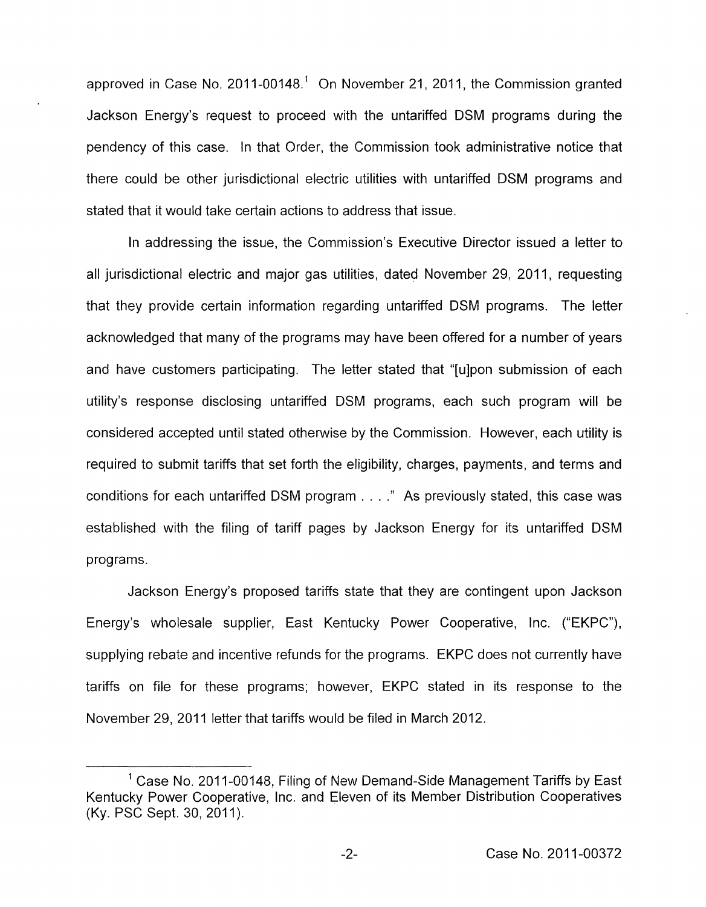approved in Case No. 2011-00148.[1] On November 21, 2011, the Commission granted Jackson Energy's request to proceed with the untariffed DSM programs during the pendency of this case. In that Order, the Commission took administrative notice that there could be other jurisdictional electric utilities with untariffed DSM programs and stated that it would take certain actions to address that issue.

In addressing the issue, the Commission's Executive Director issued a letter to all jurisdictional electric and major gas utilities, dated November 29, 2011, requesting that they provide certain information regarding untariffed DSM programs. The letter acknowledged that many of the programs may have been offered for a number of years and have customers participating. The letter stated that "[u]pon submission of each utility's response disclosing untariffed DSM programs, each such program will be considered accepted until stated otherwise by the Commission. However, each utility is required to submit tariffs that set forth the eligibility, charges, payments, and terms and conditions for each untariffed DSM program . . . ." As previously stated, this case was established with the filing of tariff pages by Jackson Energy for its untariffed DSM programs.

Jackson Energy's proposed tariffs state that they are contingent upon Jackson Energy's wholesale supplier, East Kentucky Power Cooperative, Inc. ("EKPC"), supplying rebate and incentive refunds for the programs. EKPC does not currently have tariffs on file for these programs; however, EKPC stated in its response to the November 29, 2011 letter that tariffs would be filed in March 2012.

---

[1] Case No. 2011-00148, Filing of New Demand-Side Management Tariffs by East Kentucky Power Cooperative, Inc. and Eleven of its Member Distribution Cooperatives (Ky. PSC Sept. 30, 2011).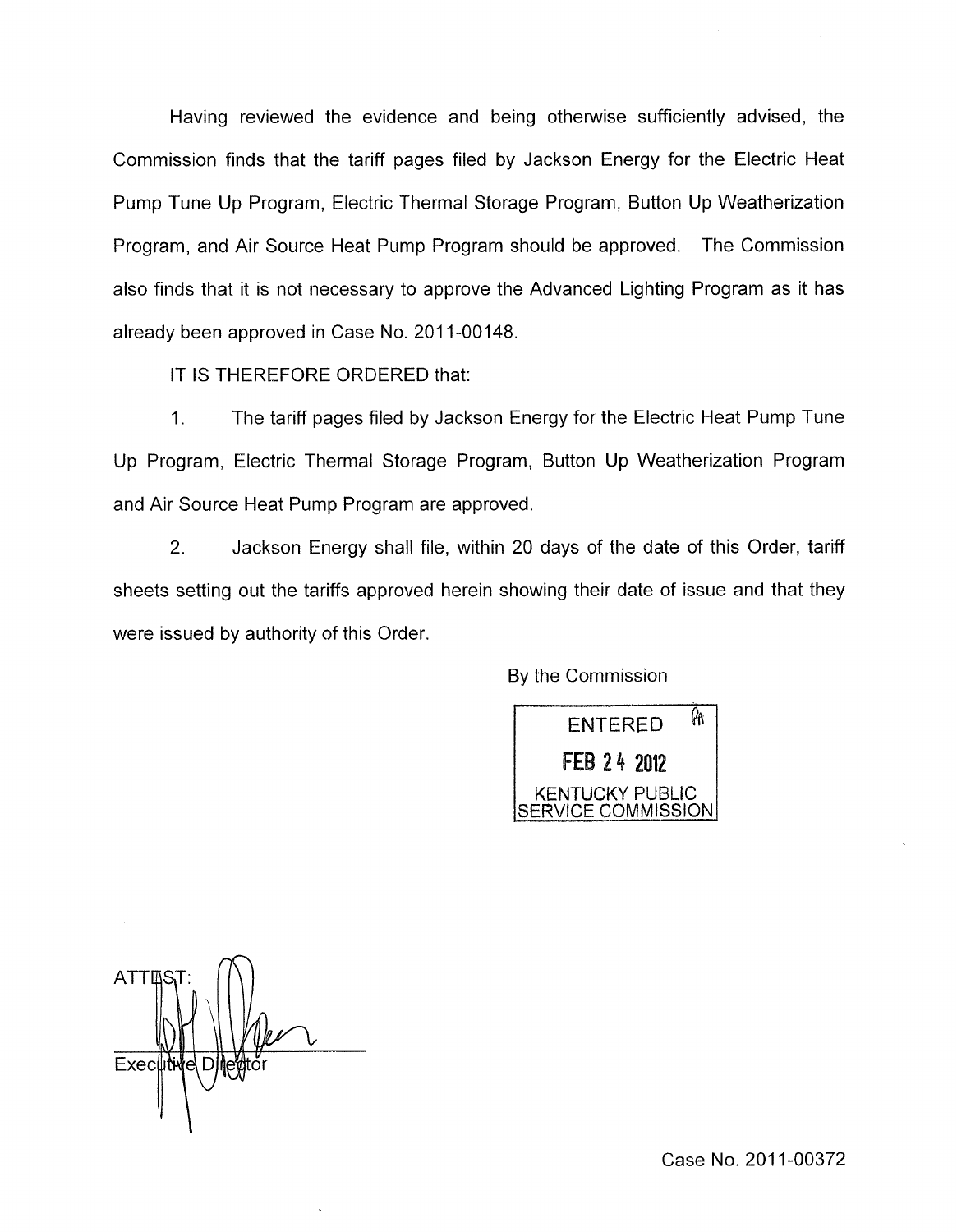Having reviewed the evidence and being otherwise sufficiently advised, the Commission finds that the tariff pages filed by Jackson Energy for the Electric Heat Pump Tune Up Program, Electric Thermal Storage Program, Button Up Weatherization Program, and Air Source Heat Pump Program should be approved. The Commission also finds that it is not necessary to approve the Advanced Lighting Program as it has already been approved in Case No. 2011-00148.

IT IS THEREFORE ORDERED that:

1. The tariff pages filed by Jackson Energy for the Electric Heat Pump Tune Up Program, Electric Thermal Storage Program, Button Up Weatherization Program and Air Source Heat Pump Program are approved.

2. Jackson Energy shall file, within 20 days of the date of this Order, tariff sheets setting out the tariffs approved herein showing their date of issue and that they were issued by authority of this Order.

By the Commission

ENTERED
FEB 24 2012
KENTUCKY PUBLIC SERVICE COMMISSION

ATTEST:

Executive Director

Case No. 2011-00372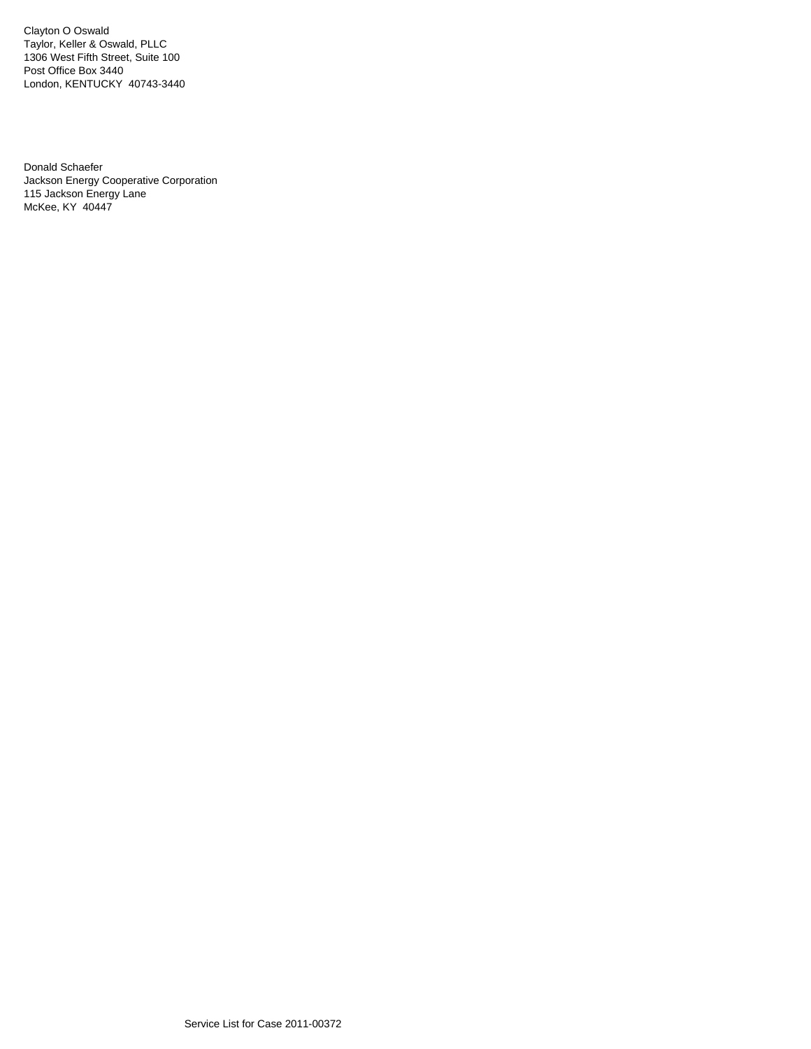Clayton O Oswald
Taylor, Keller & Oswald, PLLC
1306 West Fifth Street, Suite 100
Post Office Box 3440
London, KENTUCKY  40743-3440

Donald Schaefer
Jackson Energy Cooperative Corporation
115 Jackson Energy Lane
McKee, KY  40447

Service List for Case 2011-00372